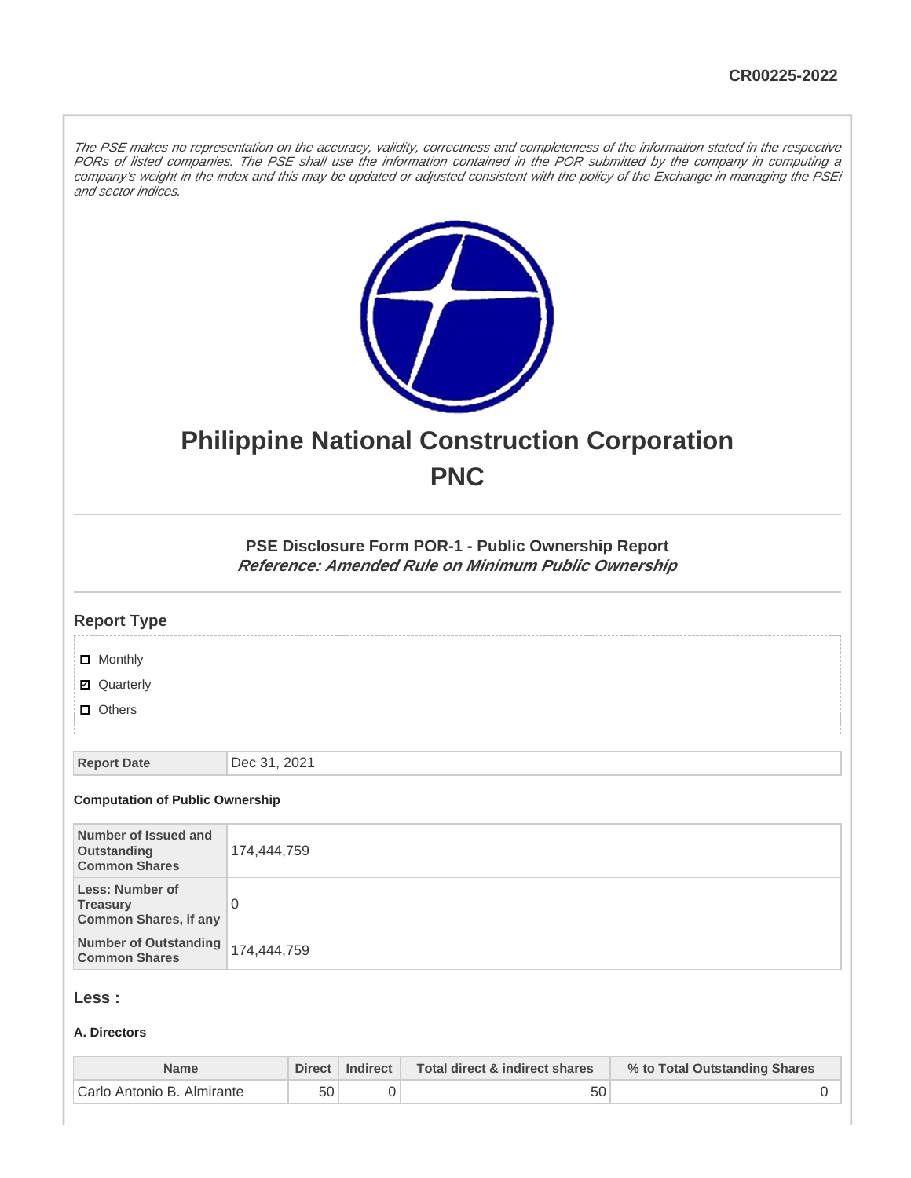CR00225-2022

*The PSE makes no representation on the accuracy, validity, correctness and completeness of the information stated in the respective PORs of listed companies. The PSE shall use the information contained in the POR submitted by the company in computing a company's weight in the index and this may be updated or adjusted consistent with the policy of the Exchange in managing the PSEi and sector indices.*

# Philippine National Construction Corporation
# PNC

### PSE Disclosure Form POR-1 - Public Ownership Report
***Reference: Amended Rule on Minimum Public Ownership***

## Report Type

- ☐ Monthly
- ☑ Quarterly
- ☐ Others

| Report Date | Dec 31, 2021 |
|---|---|

**Computation of Public Ownership**

| Number of Issued and Outstanding Common Shares | 174,444,759 |
|---|---|
| Less: Number of Treasury Common Shares, if any | 0 |
| Number of Outstanding Common Shares | 174,444,759 |

## Less :

**A. Directors**

| Name | Direct | Indirect | Total direct & indirect shares | % to Total Outstanding Shares |
|---|---|---|---|---|
| Carlo Antonio B. Almirante | 50 | 0 | 50 | 0 |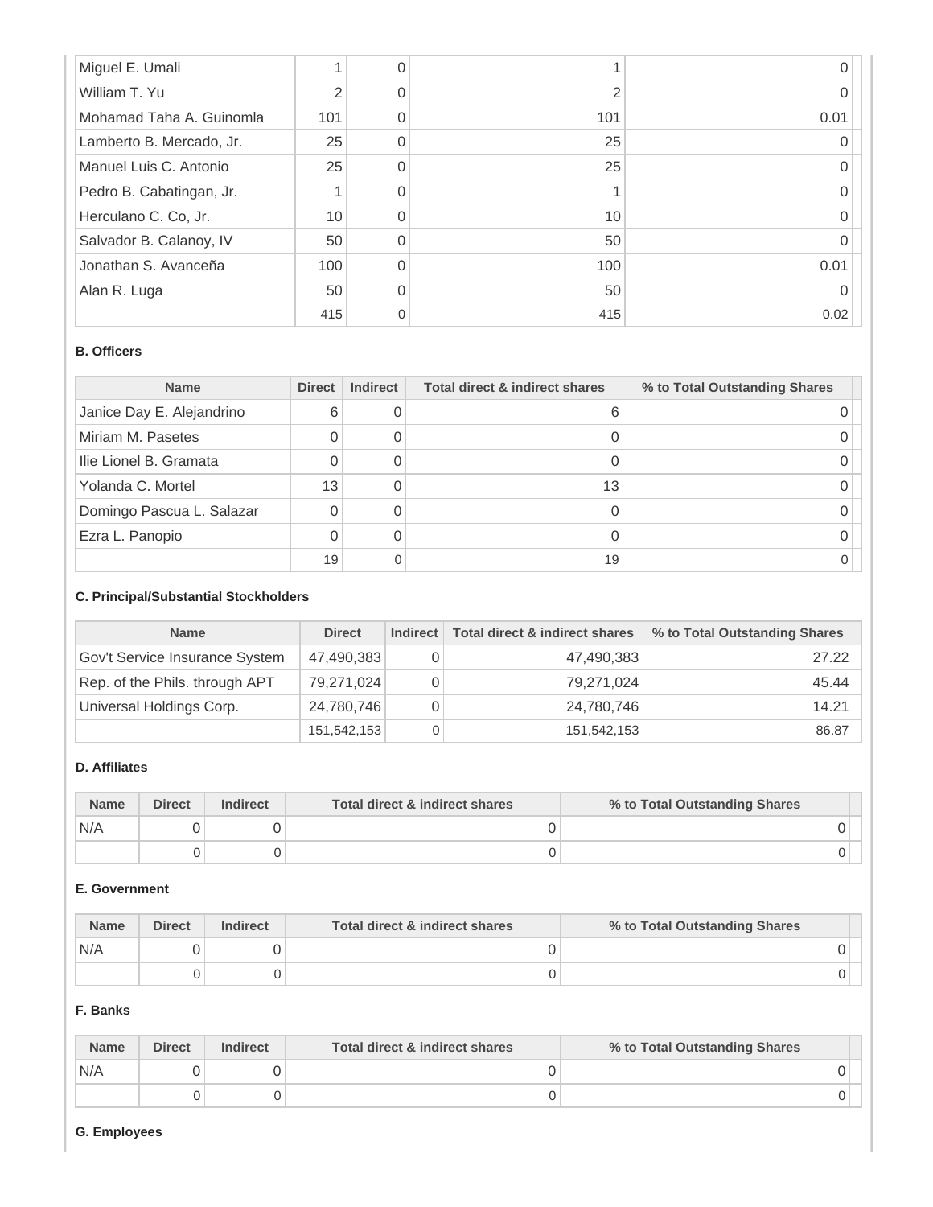| | | | | |
|---|---|---|---|---|
| Miguel E. Umali | 1 | 0 | 1 | 0 |
| William T. Yu | 2 | 0 | 2 | 0 |
| Mohamad Taha A. Guinomla | 101 | 0 | 101 | 0.01 |
| Lamberto B. Mercado, Jr. | 25 | 0 | 25 | 0 |
| Manuel Luis C. Antonio | 25 | 0 | 25 | 0 |
| Pedro B. Cabatingan, Jr. | 1 | 0 | 1 | 0 |
| Herculano C. Co, Jr. | 10 | 0 | 10 | 0 |
| Salvador B. Calanoy, IV | 50 | 0 | 50 | 0 |
| Jonathan S. Avanceña | 100 | 0 | 100 | 0.01 |
| Alan R. Luga | 50 | 0 | 50 | 0 |
| | 415 | 0 | 415 | 0.02 |

**B. Officers**

| Name | Direct | Indirect | Total direct & indirect shares | % to Total Outstanding Shares |
|---|---|---|---|---|
| Janice Day E. Alejandrino | 6 | 0 | 6 | 0 |
| Miriam M. Pasetes | 0 | 0 | 0 | 0 |
| Ilie Lionel B. Gramata | 0 | 0 | 0 | 0 |
| Yolanda C. Mortel | 13 | 0 | 13 | 0 |
| Domingo Pascua L. Salazar | 0 | 0 | 0 | 0 |
| Ezra L. Panopio | 0 | 0 | 0 | 0 |
| | 19 | 0 | 19 | 0 |

**C. Principal/Substantial Stockholders**

| Name | Direct | Indirect | Total direct & indirect shares | % to Total Outstanding Shares |
|---|---|---|---|---|
| Gov't Service Insurance System | 47,490,383 | 0 | 47,490,383 | 27.22 |
| Rep. of the Phils. through APT | 79,271,024 | 0 | 79,271,024 | 45.44 |
| Universal Holdings Corp. | 24,780,746 | 0 | 24,780,746 | 14.21 |
| | 151,542,153 | 0 | 151,542,153 | 86.87 |

**D. Affiliates**

| Name | Direct | Indirect | Total direct & indirect shares | % to Total Outstanding Shares |
|---|---|---|---|---|
| N/A | 0 | 0 | 0 | 0 |
| | 0 | 0 | 0 | 0 |

**E. Government**

| Name | Direct | Indirect | Total direct & indirect shares | % to Total Outstanding Shares |
|---|---|---|---|---|
| N/A | 0 | 0 | 0 | 0 |
| | 0 | 0 | 0 | 0 |

**F. Banks**

| Name | Direct | Indirect | Total direct & indirect shares | % to Total Outstanding Shares |
|---|---|---|---|---|
| N/A | 0 | 0 | 0 | 0 |
| | 0 | 0 | 0 | 0 |

**G. Employees**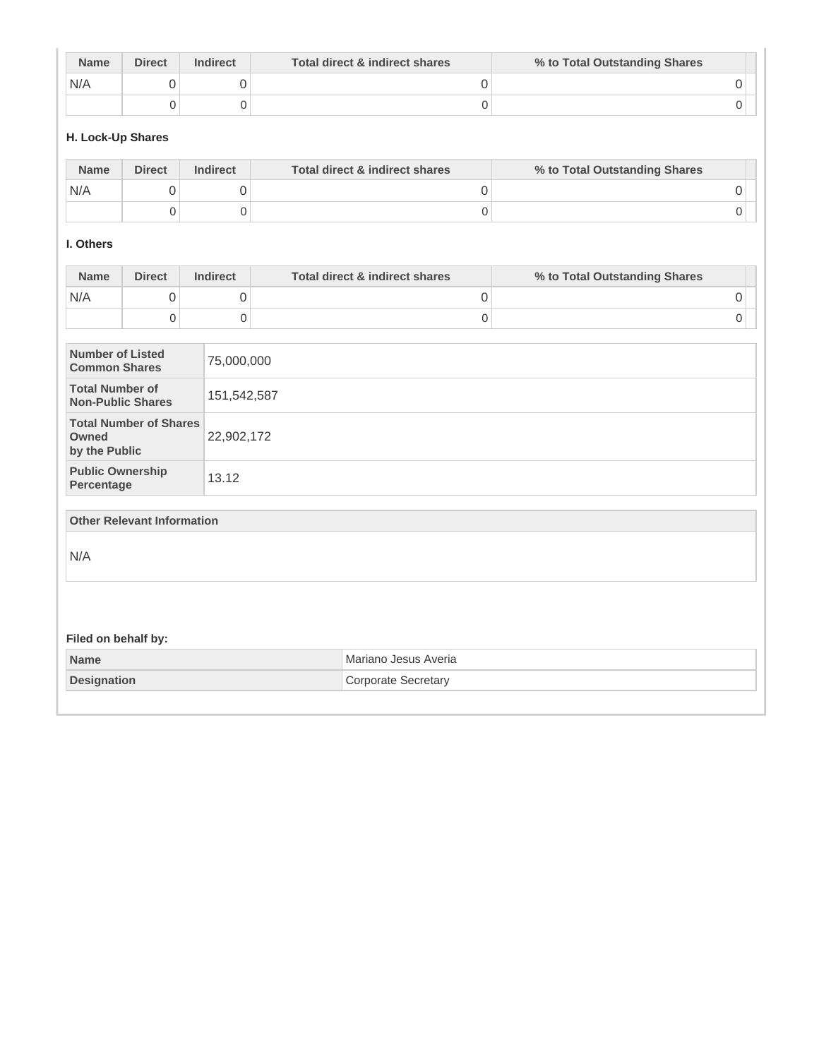| Name | Direct | Indirect | Total direct & indirect shares | % to Total Outstanding Shares |
|---|---|---|---|---|
| N/A | 0 | 0 | 0 | 0 |
| | 0 | 0 | 0 | 0 |

**H. Lock-Up Shares**

| Name | Direct | Indirect | Total direct & indirect shares | % to Total Outstanding Shares |
|---|---|---|---|---|
| N/A | 0 | 0 | 0 | 0 |
| | 0 | 0 | 0 | 0 |

**I. Others**

| Name | Direct | Indirect | Total direct & indirect shares | % to Total Outstanding Shares |
|---|---|---|---|---|
| N/A | 0 | 0 | 0 | 0 |
| | 0 | 0 | 0 | 0 |

| | |
|---|---|
| **Number of Listed Common Shares** | 75,000,000 |
| **Total Number of Non-Public Shares** | 151,542,587 |
| **Total Number of Shares Owned by the Public** | 22,902,172 |
| **Public Ownership Percentage** | 13.12 |

| Other Relevant Information |
|---|
| N/A |

**Filed on behalf by:**

| | |
|---|---|
| **Name** | Mariano Jesus Averia |
| **Designation** | Corporate Secretary |